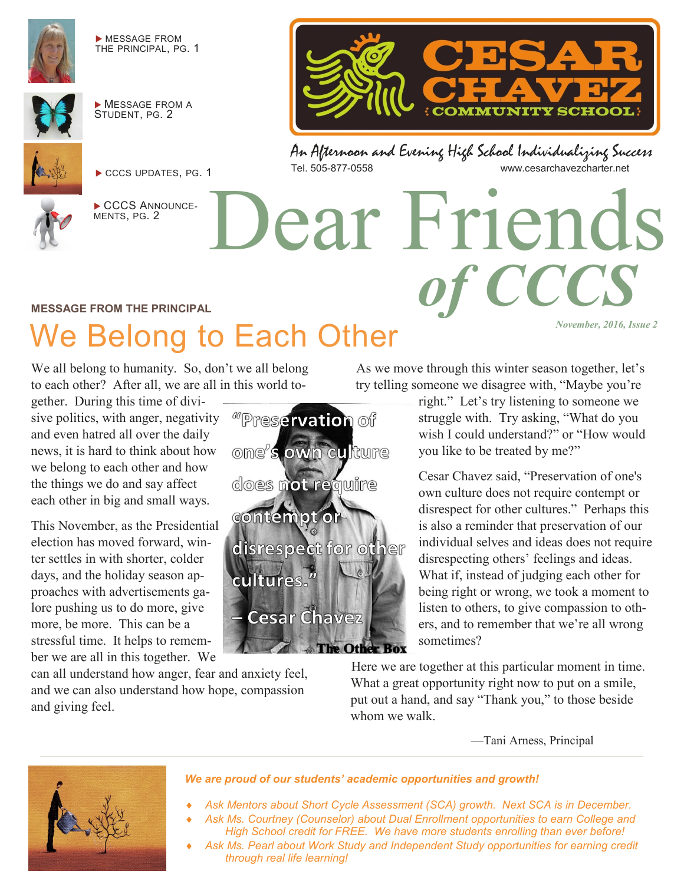▶ MESSAGE FROM THE PRINCIPAL, PG. 1

▶ MESSAGE FROM A STUDENT, PG. 2

▶ CCCS UPDATES, PG. 1

▶ CCCS ANNOUNCEMENTS, PG. 2

CESAR CHAVEZ COMMUNITY SCHOOL

An Afternoon and Evening High School Individualizing Success

Tel. 505-877-0558 www.cesarchavezcharter.net

# Dear Friends *of CCCS*

*November, 2016, Issue 2*

**MESSAGE FROM THE PRINCIPAL**

## We Belong to Each Other

We all belong to humanity. So, don't we all belong to each other? After all, we are all in this world together. During this time of divisive politics, with anger, negativity and even hatred all over the daily news, it is hard to think about how we belong to each other and how the things we do and say affect each other in big and small ways.

This November, as the Presidential election has moved forward, winter settles in with shorter, colder days, and the holiday season approaches with advertisements galore pushing us to do more, give more, be more. This can be a stressful time. It helps to remember we are all in this together. We can all understand how anger, fear and anxiety feel, and we can also understand how hope, compassion and giving feel.

"Preservation of one's own culture does not require contempt or disrespect for other cultures."
– Cesar Chavez

The Other Box

As we move through this winter season together, let's try telling someone we disagree with, "Maybe you're right." Let's try listening to someone we struggle with. Try asking, "What do you wish I could understand?" or "How would you like to be treated by me?"

Cesar Chavez said, "Preservation of one's own culture does not require contempt or disrespect for other cultures." Perhaps this is also a reminder that preservation of our individual selves and ideas does not require disrespecting others' feelings and ideas. What if, instead of judging each other for being right or wrong, we took a moment to listen to others, to give compassion to others, and to remember that we're all wrong sometimes?

Here we are together at this particular moment in time. What a great opportunity right now to put on a smile, put out a hand, and say "Thank you," to those beside whom we walk.

—Tani Arness, Principal

***We are proud of our students' academic opportunities and growth!***

- *Ask Mentors about Short Cycle Assessment (SCA) growth. Next SCA is in December.*
- *Ask Ms. Courtney (Counselor) about Dual Enrollment opportunities to earn College and High School credit for FREE. We have more students enrolling than ever before!*
- *Ask Ms. Pearl about Work Study and Independent Study opportunities for earning credit through real life learning!*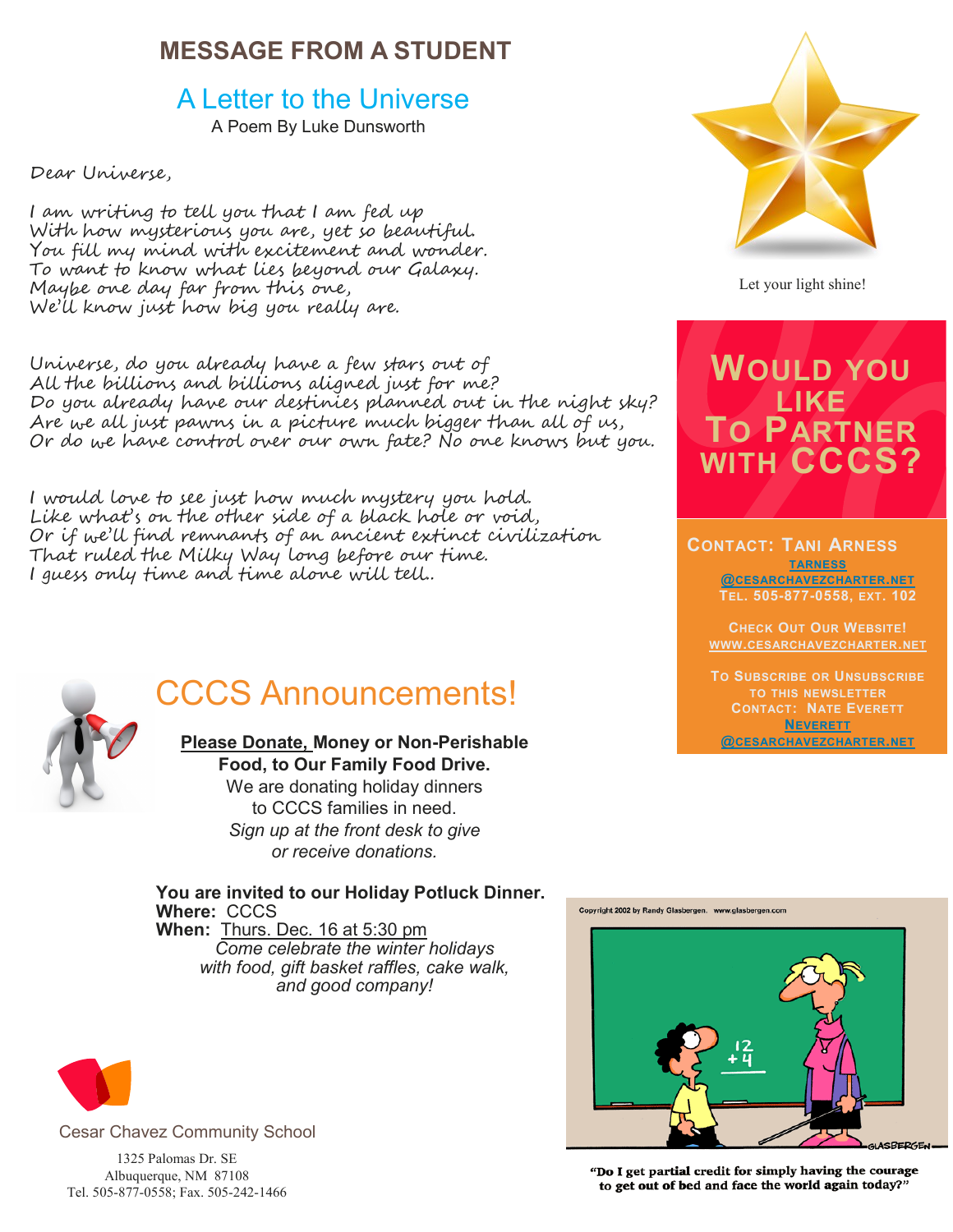## MESSAGE FROM A STUDENT

### A Letter to the Universe

A Poem By Luke Dunsworth

Dear Universe,

I am writing to tell you that I am fed up
With how mysterious you are, yet so beautiful.
You fill my mind with excitement and wonder.
To want to know what lies beyond our Galaxy.
Maybe one day far from this one,
We'll know just how big you really are.

Universe, do you already have a few stars out of
All the billions and billions aligned just for me?
Do you already have our destinies planned out in the night sky?
Are we all just pawns in a picture much bigger than all of us,
Or do we have control over our own fate? No one knows but you.

I would love to see just how much mystery you hold.
Like what's on the other side of a black hole or void,
Or if we'll find remnants of an ancient extinct civilization
That ruled the Milky Way long before our time.
I guess only time and time alone will tell..

Let your light shine!

## WOULD YOU LIKE TO PARTNER WITH CCCS?

**CONTACT: TANI ARNESS**
TARNESS@CESARCHAVEZCHARTER.NET
TEL. 505-877-0558, EXT. 102

CHECK OUT OUR WEBSITE!
WWW.CESARCHAVEZCHARTER.NET

TO SUBSCRIBE OR UNSUBSCRIBE TO THIS NEWSLETTER
CONTACT: NATE EVERETT
NEVERETT@CESARCHAVEZCHARTER.NET

## CCCS Announcements!

**Please Donate, Money or Non-Perishable Food, to Our Family Food Drive.**
We are donating holiday dinners to CCCS families in need.
*Sign up at the front desk to give or receive donations.*

**You are invited to our Holiday Potluck Dinner.**
**Where:** CCCS
**When:** Thurs. Dec. 16 at 5:30 pm
*Come celebrate the winter holidays with food, gift basket raffles, cake walk, and good company!*

Copyright 2002 by Randy Glasbergen. www.glasbergen.com

12
+4

GLASBERGEN

"Do I get partial credit for simply having the courage to get out of bed and face the world again today?"

Cesar Chavez Community School

1325 Palomas Dr. SE
Albuquerque, NM 87108
Tel. 505-877-0558; Fax. 505-242-1466